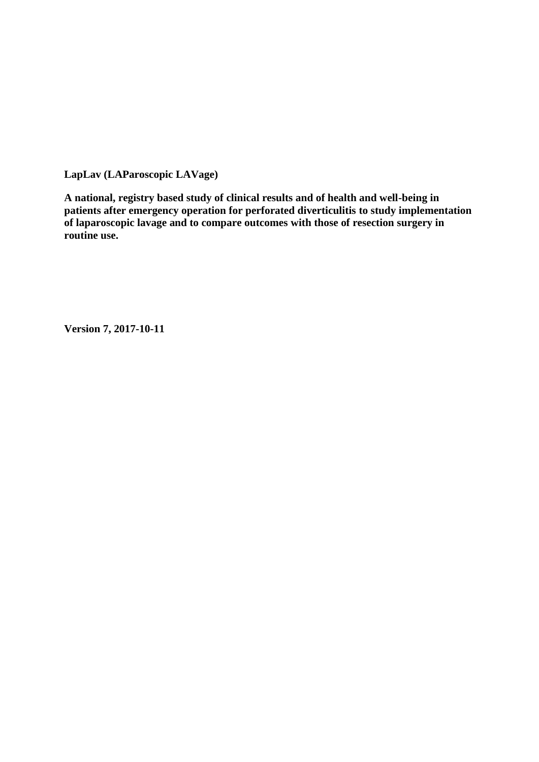**LapLav (LAParoscopic LAVage)**

**A national, registry based study of clinical results and of health and well-being in patients after emergency operation for perforated diverticulitis to study implementation of laparoscopic lavage and to compare outcomes with those of resection surgery in routine use.**

**Version 7, 2017-10-11**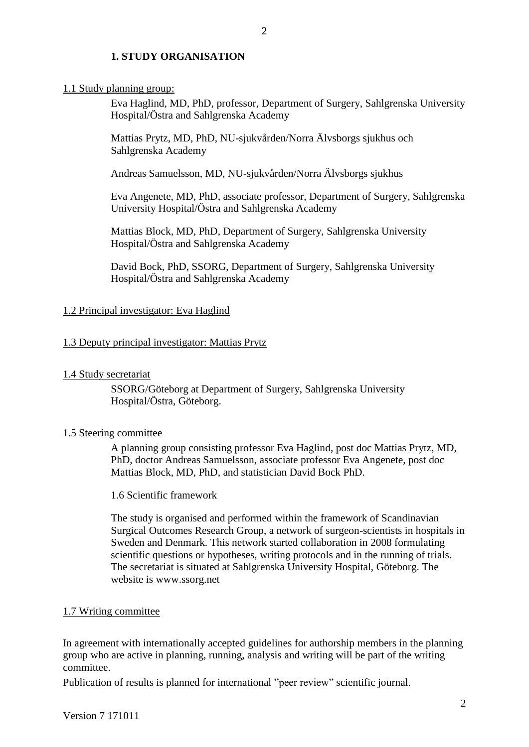## 1. STUDY ORGANISATION

1.1 Study planning group:

Eva Haglind, MD, PhD, professor, Department of Surgery, Sahlgrenska University Hospital/Östra and Sahlgrenska Academy

Mattias Prytz, MD, PhD, NU-sjukvården/Norra Älvsborgs sjukhus och Sahlgrenska Academy

Andreas Samuelsson, MD, NU-sjukvården/Norra Älvsborgs sjukhus

Eva Angenete, MD, PhD, associate professor, Department of Surgery, Sahlgrenska University Hospital/Östra and Sahlgrenska Academy

Mattias Block, MD, PhD, Department of Surgery, Sahlgrenska University Hospital/Östra and Sahlgrenska Academy

David Bock, PhD, SSORG, Department of Surgery, Sahlgrenska University Hospital/Östra and Sahlgrenska Academy

1.2 Principal investigator: Eva Haglind

1.3 Deputy principal investigator: Mattias Prytz

1.4 Study secretariat

SSORG/Göteborg at Department of Surgery, Sahlgrenska University Hospital/Östra, Göteborg.

1.5 Steering committee

A planning group consisting professor Eva Haglind, post doc Mattias Prytz, MD, PhD, doctor Andreas Samuelsson, associate professor Eva Angenete, post doc Mattias Block, MD, PhD, and statistician David Bock PhD.

1.6 Scientific framework

The study is organised and performed within the framework of Scandinavian Surgical Outcomes Research Group, a network of surgeon-scientists in hospitals in Sweden and Denmark. This network started collaboration in 2008 formulating scientific questions or hypotheses, writing protocols and in the running of trials. The secretariat is situated at Sahlgrenska University Hospital, Göteborg. The website is www.ssorg.net

1.7 Writing committee

In agreement with internationally accepted guidelines for authorship members in the planning group who are active in planning, running, analysis and writing will be part of the writing committee.

Publication of results is planned for international "peer review" scientific journal.

Version 7 171011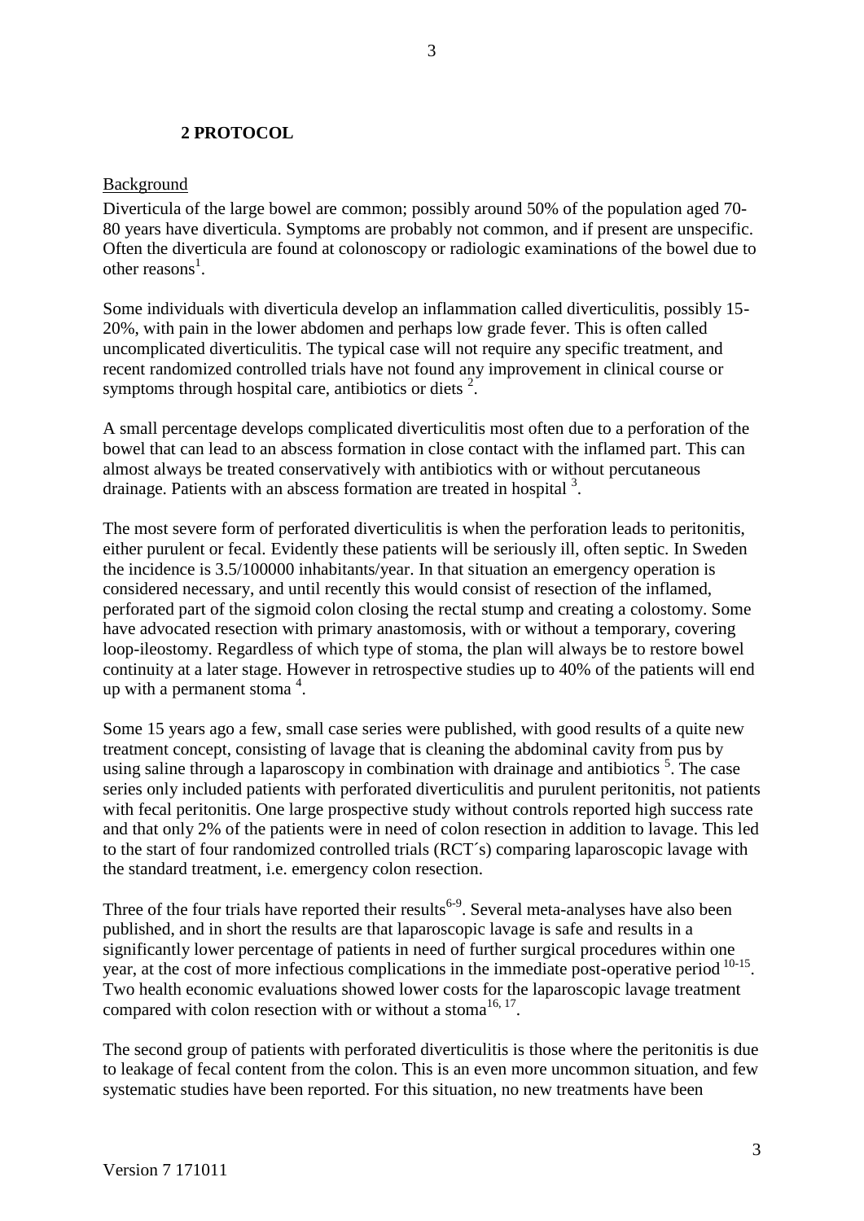## 2 PROTOCOL

Background

Diverticula of the large bowel are common; possibly around 50% of the population aged 70-80 years have diverticula. Symptoms are probably not common, and if present are unspecific. Often the diverticula are found at colonoscopy or radiologic examinations of the bowel due to other reasons[1].

Some individuals with diverticula develop an inflammation called diverticulitis, possibly 15-20%, with pain in the lower abdomen and perhaps low grade fever. This is often called uncomplicated diverticulitis. The typical case will not require any specific treatment, and recent randomized controlled trials have not found any improvement in clinical course or symptoms through hospital care, antibiotics or diets [2].

A small percentage develops complicated diverticulitis most often due to a perforation of the bowel that can lead to an abscess formation in close contact with the inflamed part. This can almost always be treated conservatively with antibiotics with or without percutaneous drainage. Patients with an abscess formation are treated in hospital [3].

The most severe form of perforated diverticulitis is when the perforation leads to peritonitis, either purulent or fecal. Evidently these patients will be seriously ill, often septic. In Sweden the incidence is 3.5/100000 inhabitants/year. In that situation an emergency operation is considered necessary, and until recently this would consist of resection of the inflamed, perforated part of the sigmoid colon closing the rectal stump and creating a colostomy. Some have advocated resection with primary anastomosis, with or without a temporary, covering loop-ileostomy. Regardless of which type of stoma, the plan will always be to restore bowel continuity at a later stage. However in retrospective studies up to 40% of the patients will end up with a permanent stoma [4].

Some 15 years ago a few, small case series were published, with good results of a quite new treatment concept, consisting of lavage that is cleaning the abdominal cavity from pus by using saline through a laparoscopy in combination with drainage and antibiotics [5]. The case series only included patients with perforated diverticulitis and purulent peritonitis, not patients with fecal peritonitis. One large prospective study without controls reported high success rate and that only 2% of the patients were in need of colon resection in addition to lavage. This led to the start of four randomized controlled trials (RCT´s) comparing laparoscopic lavage with the standard treatment, i.e. emergency colon resection.

Three of the four trials have reported their results[6-9]. Several meta-analyses have also been published, and in short the results are that laparoscopic lavage is safe and results in a significantly lower percentage of patients in need of further surgical procedures within one year, at the cost of more infectious complications in the immediate post-operative period [10-15]. Two health economic evaluations showed lower costs for the laparoscopic lavage treatment compared with colon resection with or without a stoma[16, 17].

The second group of patients with perforated diverticulitis is those where the peritonitis is due to leakage of fecal content from the colon. This is an even more uncommon situation, and few systematic studies have been reported. For this situation, no new treatments have been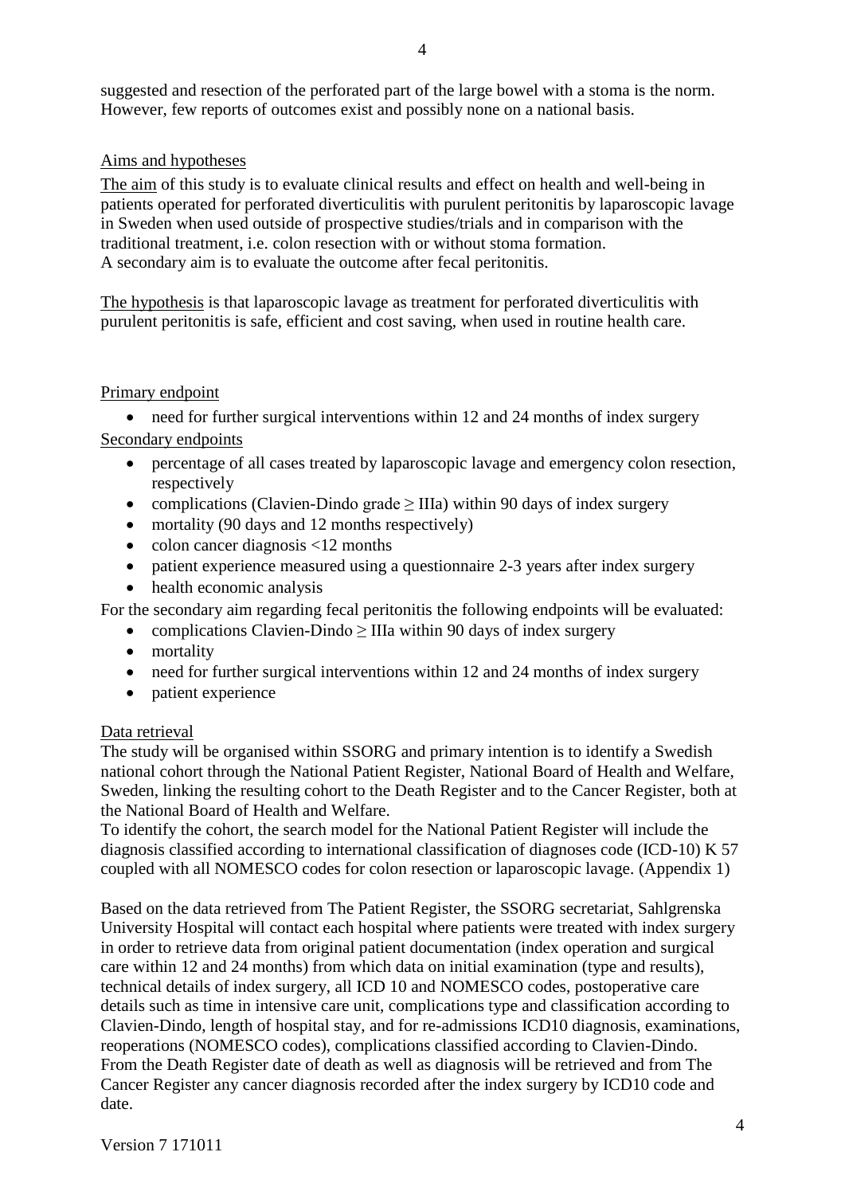suggested and resection of the perforated part of the large bowel with a stoma is the norm. However, few reports of outcomes exist and possibly none on a national basis.

## Aims and hypotheses

The aim of this study is to evaluate clinical results and effect on health and well-being in patients operated for perforated diverticulitis with purulent peritonitis by laparoscopic lavage in Sweden when used outside of prospective studies/trials and in comparison with the traditional treatment, i.e. colon resection with or without stoma formation.
A secondary aim is to evaluate the outcome after fecal peritonitis.

The hypothesis is that laparoscopic lavage as treatment for perforated diverticulitis with purulent peritonitis is safe, efficient and cost saving, when used in routine health care.

## Primary endpoint

- need for further surgical interventions within 12 and 24 months of index surgery

## Secondary endpoints

- percentage of all cases treated by laparoscopic lavage and emergency colon resection, respectively
- complications (Clavien-Dindo grade ≥ IIIa) within 90 days of index surgery
- mortality (90 days and 12 months respectively)
- colon cancer diagnosis <12 months
- patient experience measured using a questionnaire 2-3 years after index surgery
- health economic analysis

For the secondary aim regarding fecal peritonitis the following endpoints will be evaluated:

- complications Clavien-Dindo ≥ IIIa within 90 days of index surgery
- mortality
- need for further surgical interventions within 12 and 24 months of index surgery
- patient experience

## Data retrieval

The study will be organised within SSORG and primary intention is to identify a Swedish national cohort through the National Patient Register, National Board of Health and Welfare, Sweden, linking the resulting cohort to the Death Register and to the Cancer Register, both at the National Board of Health and Welfare.
To identify the cohort, the search model for the National Patient Register will include the diagnosis classified according to international classification of diagnoses code (ICD-10) K 57 coupled with all NOMESCO codes for colon resection or laparoscopic lavage. (Appendix 1)

Based on the data retrieved from The Patient Register, the SSORG secretariat, Sahlgrenska University Hospital will contact each hospital where patients were treated with index surgery in order to retrieve data from original patient documentation (index operation and surgical care within 12 and 24 months) from which data on initial examination (type and results), technical details of index surgery, all ICD 10 and NOMESCO codes, postoperative care details such as time in intensive care unit, complications type and classification according to Clavien-Dindo, length of hospital stay, and for re-admissions ICD10 diagnosis, examinations, reoperations (NOMESCO codes), complications classified according to Clavien-Dindo.
From the Death Register date of death as well as diagnosis will be retrieved and from The Cancer Register any cancer diagnosis recorded after the index surgery by ICD10 code and date.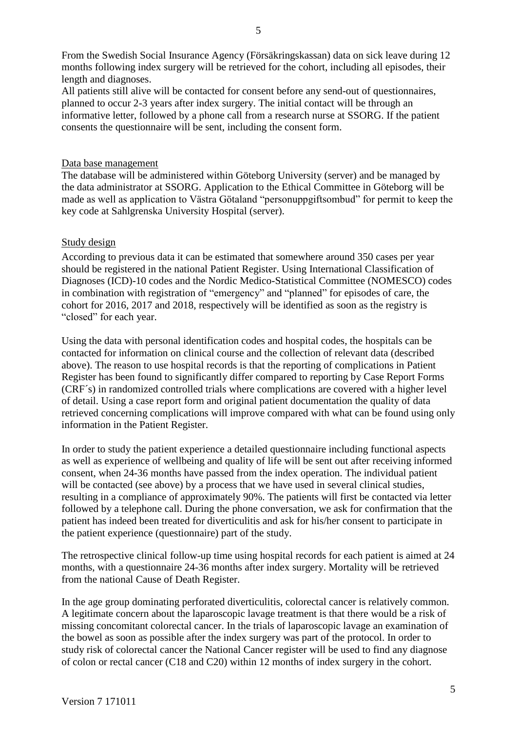From the Swedish Social Insurance Agency (Försäkringskassan) data on sick leave during 12 months following index surgery will be retrieved for the cohort, including all episodes, their length and diagnoses.

All patients still alive will be contacted for consent before any send-out of questionnaires, planned to occur 2-3 years after index surgery. The initial contact will be through an informative letter, followed by a phone call from a research nurse at SSORG. If the patient consents the questionnaire will be sent, including the consent form.

## Data base management

The database will be administered within Göteborg University (server) and be managed by the data administrator at SSORG. Application to the Ethical Committee in Göteborg will be made as well as application to Västra Götaland "personuppgiftsombud" for permit to keep the key code at Sahlgrenska University Hospital (server).

## Study design

According to previous data it can be estimated that somewhere around 350 cases per year should be registered in the national Patient Register. Using International Classification of Diagnoses (ICD)-10 codes and the Nordic Medico-Statistical Committee (NOMESCO) codes in combination with registration of "emergency" and "planned" for episodes of care, the cohort for 2016, 2017 and 2018, respectively will be identified as soon as the registry is "closed" for each year.

Using the data with personal identification codes and hospital codes, the hospitals can be contacted for information on clinical course and the collection of relevant data (described above). The reason to use hospital records is that the reporting of complications in Patient Register has been found to significantly differ compared to reporting by Case Report Forms (CRF´s) in randomized controlled trials where complications are covered with a higher level of detail. Using a case report form and original patient documentation the quality of data retrieved concerning complications will improve compared with what can be found using only information in the Patient Register.

In order to study the patient experience a detailed questionnaire including functional aspects as well as experience of wellbeing and quality of life will be sent out after receiving informed consent, when 24-36 months have passed from the index operation. The individual patient will be contacted (see above) by a process that we have used in several clinical studies, resulting in a compliance of approximately 90%. The patients will first be contacted via letter followed by a telephone call. During the phone conversation, we ask for confirmation that the patient has indeed been treated for diverticulitis and ask for his/her consent to participate in the patient experience (questionnaire) part of the study.

The retrospective clinical follow-up time using hospital records for each patient is aimed at 24 months, with a questionnaire 24-36 months after index surgery. Mortality will be retrieved from the national Cause of Death Register.

In the age group dominating perforated diverticulitis, colorectal cancer is relatively common. A legitimate concern about the laparoscopic lavage treatment is that there would be a risk of missing concomitant colorectal cancer. In the trials of laparoscopic lavage an examination of the bowel as soon as possible after the index surgery was part of the protocol. In order to study risk of colorectal cancer the National Cancer register will be used to find any diagnose of colon or rectal cancer (C18 and C20) within 12 months of index surgery in the cohort.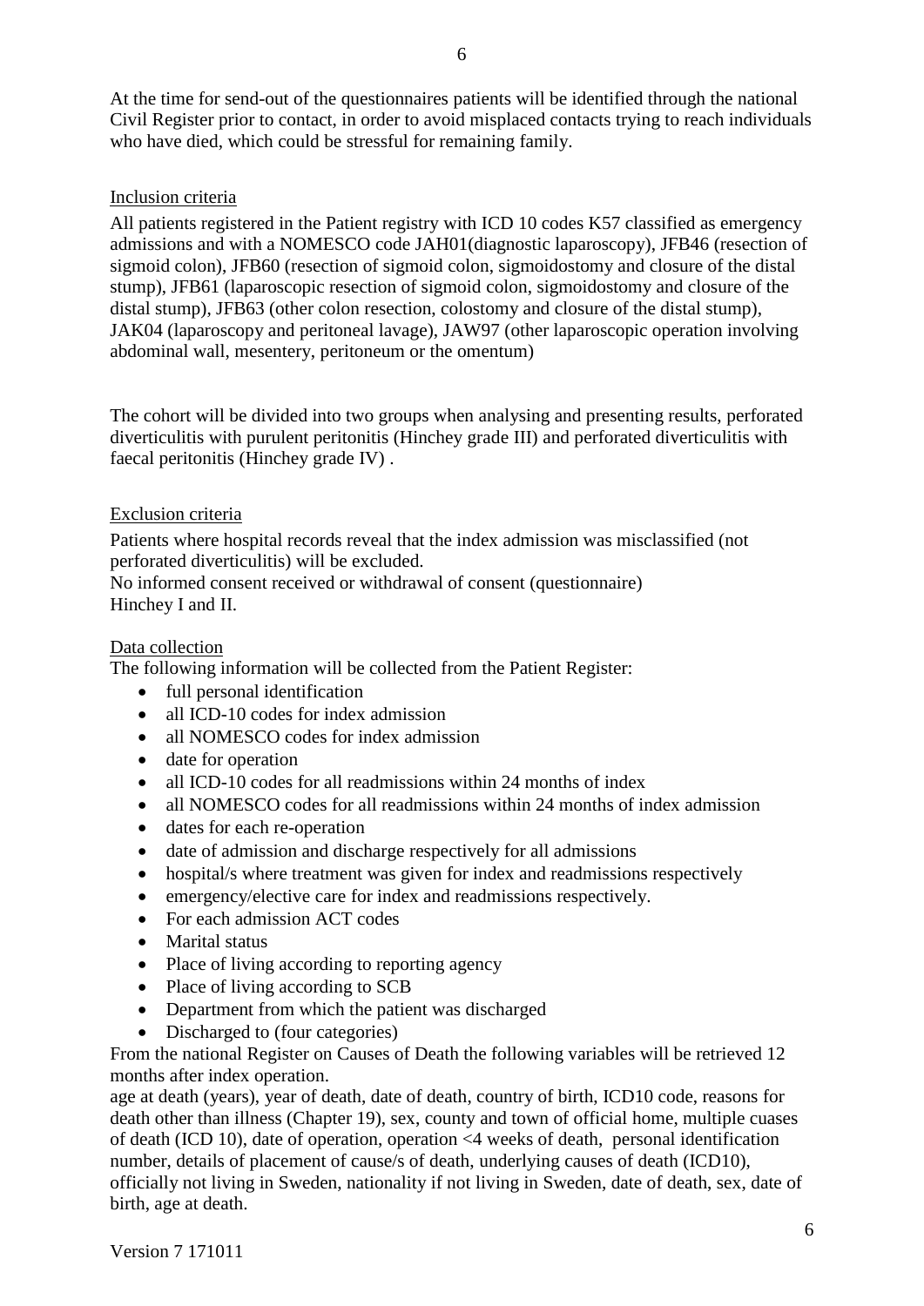At the time for send-out of the questionnaires patients will be identified through the national Civil Register prior to contact, in order to avoid misplaced contacts trying to reach individuals who have died, which could be stressful for remaining family.

Inclusion criteria

All patients registered in the Patient registry with ICD 10 codes K57 classified as emergency admissions and with a NOMESCO code JAH01(diagnostic laparoscopy), JFB46 (resection of sigmoid colon), JFB60 (resection of sigmoid colon, sigmoidostomy and closure of the distal stump), JFB61 (laparoscopic resection of sigmoid colon, sigmoidostomy and closure of the distal stump), JFB63 (other colon resection, colostomy and closure of the distal stump), JAK04 (laparoscopy and peritoneal lavage), JAW97 (other laparoscopic operation involving abdominal wall, mesentery, peritoneum or the omentum)

The cohort will be divided into two groups when analysing and presenting results, perforated diverticulitis with purulent peritonitis (Hinchey grade III) and perforated diverticulitis with faecal peritonitis (Hinchey grade IV) .

Exclusion criteria

Patients where hospital records reveal that the index admission was misclassified (not perforated diverticulitis) will be excluded.
No informed consent received or withdrawal of consent (questionnaire)
Hinchey I and II.

Data collection

The following information will be collected from the Patient Register:

- full personal identification
- all ICD-10 codes for index admission
- all NOMESCO codes for index admission
- date for operation
- all ICD-10 codes for all readmissions within 24 months of index
- all NOMESCO codes for all readmissions within 24 months of index admission
- dates for each re-operation
- date of admission and discharge respectively for all admissions
- hospital/s where treatment was given for index and readmissions respectively
- emergency/elective care for index and readmissions respectively.
- For each admission ACT codes
- Marital status
- Place of living according to reporting agency
- Place of living according to SCB
- Department from which the patient was discharged
- Discharged to (four categories)

From the national Register on Causes of Death the following variables will be retrieved 12 months after index operation.
age at death (years), year of death, date of death, country of birth, ICD10 code, reasons for death other than illness (Chapter 19), sex, county and town of official home, multiple cuases of death (ICD 10), date of operation, operation <4 weeks of death, personal identification number, details of placement of cause/s of death, underlying causes of death (ICD10), officially not living in Sweden, nationality if not living in Sweden, date of death, sex, date of birth, age at death.

Version 7 171011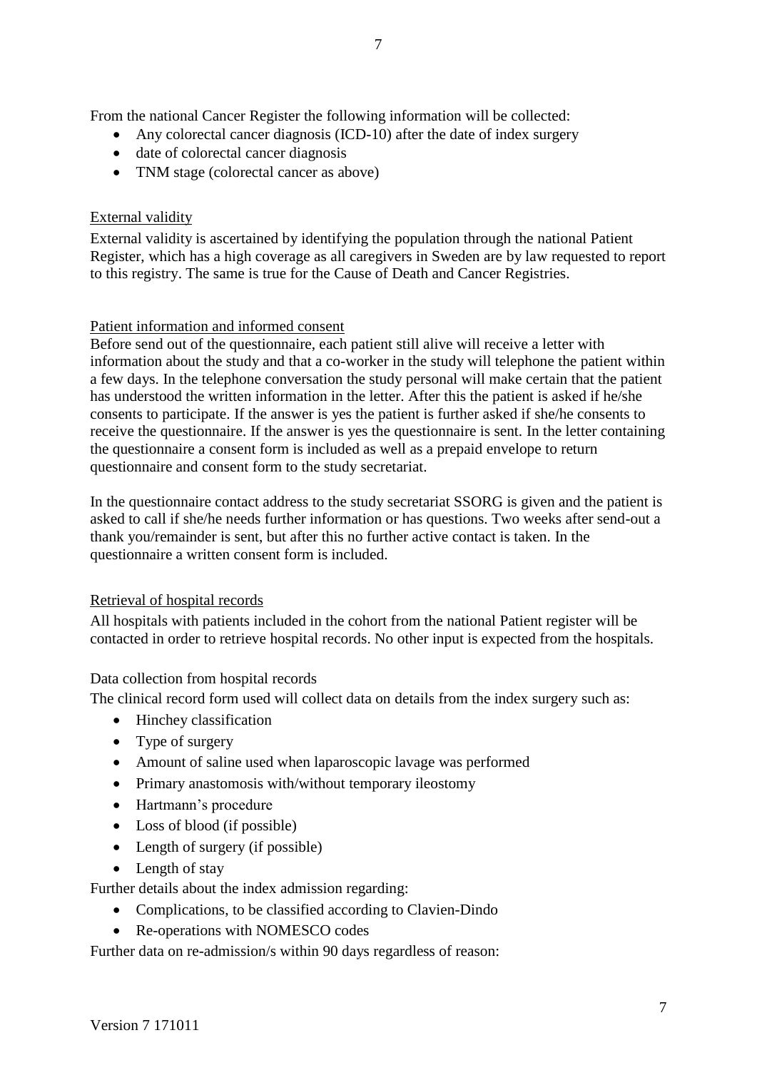From the national Cancer Register the following information will be collected:

- Any colorectal cancer diagnosis (ICD-10) after the date of index surgery
- date of colorectal cancer diagnosis
- TNM stage (colorectal cancer as above)

External validity

External validity is ascertained by identifying the population through the national Patient Register, which has a high coverage as all caregivers in Sweden are by law requested to report to this registry. The same is true for the Cause of Death and Cancer Registries.

Patient information and informed consent

Before send out of the questionnaire, each patient still alive will receive a letter with information about the study and that a co-worker in the study will telephone the patient within a few days. In the telephone conversation the study personal will make certain that the patient has understood the written information in the letter. After this the patient is asked if he/she consents to participate. If the answer is yes the patient is further asked if she/he consents to receive the questionnaire. If the answer is yes the questionnaire is sent. In the letter containing the questionnaire a consent form is included as well as a prepaid envelope to return questionnaire and consent form to the study secretariat.

In the questionnaire contact address to the study secretariat SSORG is given and the patient is asked to call if she/he needs further information or has questions. Two weeks after send-out a thank you/remainder is sent, but after this no further active contact is taken. In the questionnaire a written consent form is included.

Retrieval of hospital records

All hospitals with patients included in the cohort from the national Patient register will be contacted in order to retrieve hospital records. No other input is expected from the hospitals.

Data collection from hospital records

The clinical record form used will collect data on details from the index surgery such as:

- Hinchey classification
- Type of surgery
- Amount of saline used when laparoscopic lavage was performed
- Primary anastomosis with/without temporary ileostomy
- Hartmann's procedure
- Loss of blood (if possible)
- Length of surgery (if possible)
- Length of stay

Further details about the index admission regarding:

- Complications, to be classified according to Clavien-Dindo
- Re-operations with NOMESCO codes

Further data on re-admission/s within 90 days regardless of reason: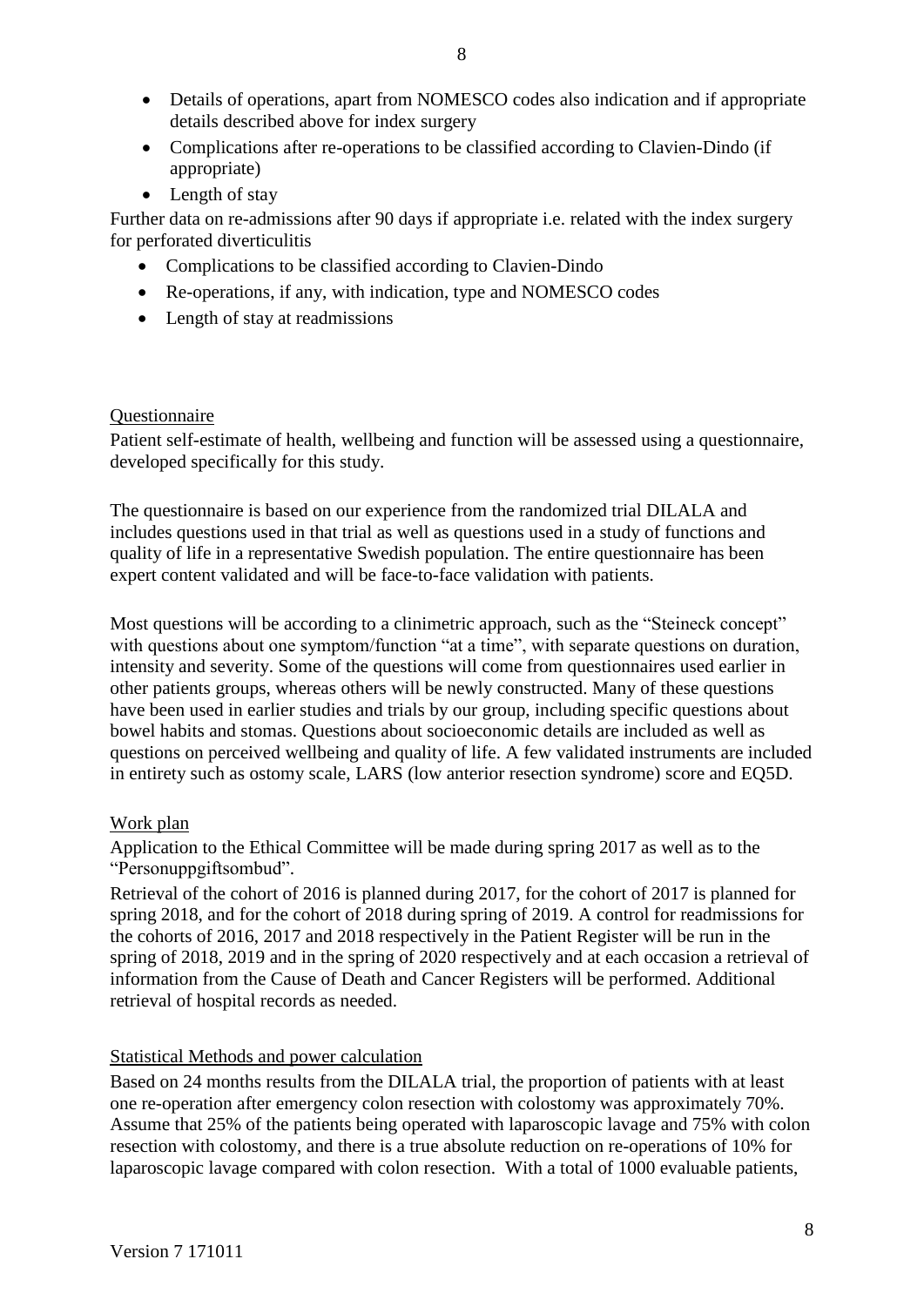- Details of operations, apart from NOMESCO codes also indication and if appropriate details described above for index surgery
- Complications after re-operations to be classified according to Clavien-Dindo (if appropriate)
- Length of stay

Further data on re-admissions after 90 days if appropriate i.e. related with the index surgery for perforated diverticulitis

- Complications to be classified according to Clavien-Dindo
- Re-operations, if any, with indication, type and NOMESCO codes
- Length of stay at readmissions

Questionnaire

Patient self-estimate of health, wellbeing and function will be assessed using a questionnaire, developed specifically for this study.

The questionnaire is based on our experience from the randomized trial DILALA and includes questions used in that trial as well as questions used in a study of functions and quality of life in a representative Swedish population. The entire questionnaire has been expert content validated and will be face-to-face validation with patients.

Most questions will be according to a clinimetric approach, such as the "Steineck concept" with questions about one symptom/function "at a time", with separate questions on duration, intensity and severity. Some of the questions will come from questionnaires used earlier in other patients groups, whereas others will be newly constructed. Many of these questions have been used in earlier studies and trials by our group, including specific questions about bowel habits and stomas. Questions about socioeconomic details are included as well as questions on perceived wellbeing and quality of life. A few validated instruments are included in entirety such as ostomy scale, LARS (low anterior resection syndrome) score and EQ5D.

Work plan

Application to the Ethical Committee will be made during spring 2017 as well as to the "Personuppgiftsombud".

Retrieval of the cohort of 2016 is planned during 2017, for the cohort of 2017 is planned for spring 2018, and for the cohort of 2018 during spring of 2019. A control for readmissions for the cohorts of 2016, 2017 and 2018 respectively in the Patient Register will be run in the spring of 2018, 2019 and in the spring of 2020 respectively and at each occasion a retrieval of information from the Cause of Death and Cancer Registers will be performed. Additional retrieval of hospital records as needed.

Statistical Methods and power calculation

Based on 24 months results from the DILALA trial, the proportion of patients with at least one re-operation after emergency colon resection with colostomy was approximately 70%. Assume that 25% of the patients being operated with laparoscopic lavage and 75% with colon resection with colostomy, and there is a true absolute reduction on re-operations of 10% for laparoscopic lavage compared with colon resection. With a total of 1000 evaluable patients,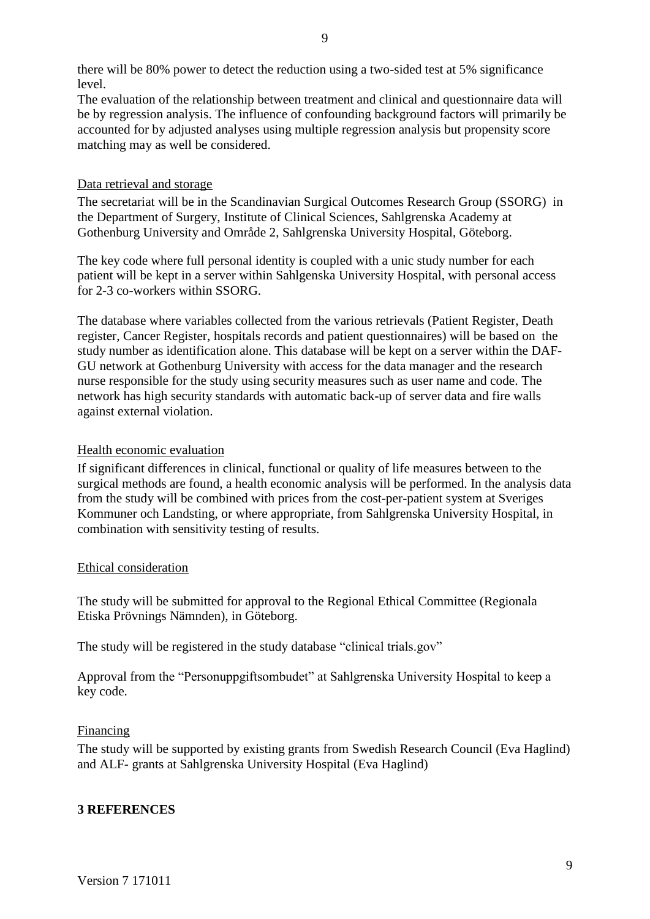there will be 80% power to detect the reduction using a two-sided test at 5% significance level.

The evaluation of the relationship between treatment and clinical and questionnaire data will be by regression analysis. The influence of confounding background factors will primarily be accounted for by adjusted analyses using multiple regression analysis but propensity score matching may as well be considered.

Data retrieval and storage

The secretariat will be in the Scandinavian Surgical Outcomes Research Group (SSORG) in the Department of Surgery, Institute of Clinical Sciences, Sahlgrenska Academy at Gothenburg University and Område 2, Sahlgrenska University Hospital, Göteborg.

The key code where full personal identity is coupled with a unic study number for each patient will be kept in a server within Sahlgenska University Hospital, with personal access for 2-3 co-workers within SSORG.

The database where variables collected from the various retrievals (Patient Register, Death register, Cancer Register, hospitals records and patient questionnaires) will be based on the study number as identification alone. This database will be kept on a server within the DAF-GU network at Gothenburg University with access for the data manager and the research nurse responsible for the study using security measures such as user name and code. The network has high security standards with automatic back-up of server data and fire walls against external violation.

Health economic evaluation

If significant differences in clinical, functional or quality of life measures between to the surgical methods are found, a health economic analysis will be performed. In the analysis data from the study will be combined with prices from the cost-per-patient system at Sveriges Kommuner och Landsting, or where appropriate, from Sahlgrenska University Hospital, in combination with sensitivity testing of results.

Ethical consideration

The study will be submitted for approval to the Regional Ethical Committee (Regionala Etiska Prövnings Nämnden), in Göteborg.

The study will be registered in the study database "clinical trials.gov"

Approval from the "Personuppgiftsombudet" at Sahlgrenska University Hospital to keep a key code.

Financing

The study will be supported by existing grants from Swedish Research Council (Eva Haglind) and ALF- grants at Sahlgrenska University Hospital (Eva Haglind)

## 3 REFERENCES

Version 7 171011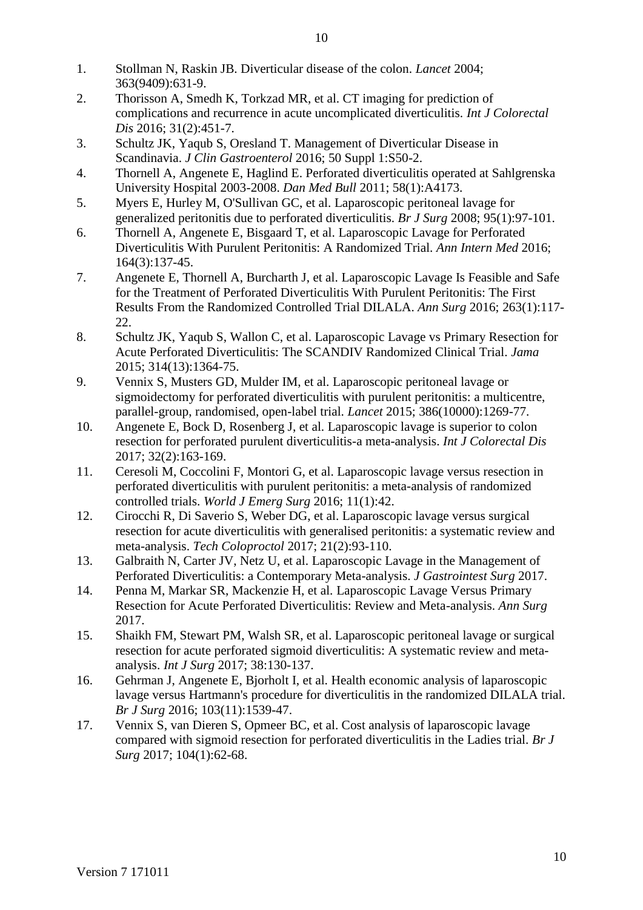1. Stollman N, Raskin JB. Diverticular disease of the colon. *Lancet* 2004; 363(9409):631-9.
2. Thorisson A, Smedh K, Torkzad MR, et al. CT imaging for prediction of complications and recurrence in acute uncomplicated diverticulitis. *Int J Colorectal Dis* 2016; 31(2):451-7.
3. Schultz JK, Yaqub S, Oresland T. Management of Diverticular Disease in Scandinavia. *J Clin Gastroenterol* 2016; 50 Suppl 1:S50-2.
4. Thornell A, Angenete E, Haglind E. Perforated diverticulitis operated at Sahlgrenska University Hospital 2003-2008. *Dan Med Bull* 2011; 58(1):A4173.
5. Myers E, Hurley M, O'Sullivan GC, et al. Laparoscopic peritoneal lavage for generalized peritonitis due to perforated diverticulitis. *Br J Surg* 2008; 95(1):97-101.
6. Thornell A, Angenete E, Bisgaard T, et al. Laparoscopic Lavage for Perforated Diverticulitis With Purulent Peritonitis: A Randomized Trial. *Ann Intern Med* 2016; 164(3):137-45.
7. Angenete E, Thornell A, Burcharth J, et al. Laparoscopic Lavage Is Feasible and Safe for the Treatment of Perforated Diverticulitis With Purulent Peritonitis: The First Results From the Randomized Controlled Trial DILALA. *Ann Surg* 2016; 263(1):117-22.
8. Schultz JK, Yaqub S, Wallon C, et al. Laparoscopic Lavage vs Primary Resection for Acute Perforated Diverticulitis: The SCANDIV Randomized Clinical Trial. *Jama* 2015; 314(13):1364-75.
9. Vennix S, Musters GD, Mulder IM, et al. Laparoscopic peritoneal lavage or sigmoidectomy for perforated diverticulitis with purulent peritonitis: a multicentre, parallel-group, randomised, open-label trial. *Lancet* 2015; 386(10000):1269-77.
10. Angenete E, Bock D, Rosenberg J, et al. Laparoscopic lavage is superior to colon resection for perforated purulent diverticulitis-a meta-analysis. *Int J Colorectal Dis* 2017; 32(2):163-169.
11. Ceresoli M, Coccolini F, Montori G, et al. Laparoscopic lavage versus resection in perforated diverticulitis with purulent peritonitis: a meta-analysis of randomized controlled trials. *World J Emerg Surg* 2016; 11(1):42.
12. Cirocchi R, Di Saverio S, Weber DG, et al. Laparoscopic lavage versus surgical resection for acute diverticulitis with generalised peritonitis: a systematic review and meta-analysis. *Tech Coloproctol* 2017; 21(2):93-110.
13. Galbraith N, Carter JV, Netz U, et al. Laparoscopic Lavage in the Management of Perforated Diverticulitis: a Contemporary Meta-analysis. *J Gastrointest Surg* 2017.
14. Penna M, Markar SR, Mackenzie H, et al. Laparoscopic Lavage Versus Primary Resection for Acute Perforated Diverticulitis: Review and Meta-analysis. *Ann Surg* 2017.
15. Shaikh FM, Stewart PM, Walsh SR, et al. Laparoscopic peritoneal lavage or surgical resection for acute perforated sigmoid diverticulitis: A systematic review and meta-analysis. *Int J Surg* 2017; 38:130-137.
16. Gehrman J, Angenete E, Bjorholt I, et al. Health economic analysis of laparoscopic lavage versus Hartmann's procedure for diverticulitis in the randomized DILALA trial. *Br J Surg* 2016; 103(11):1539-47.
17. Vennix S, van Dieren S, Opmeer BC, et al. Cost analysis of laparoscopic lavage compared with sigmoid resection for perforated diverticulitis in the Ladies trial. *Br J Surg* 2017; 104(1):62-68.

Version 7 171011